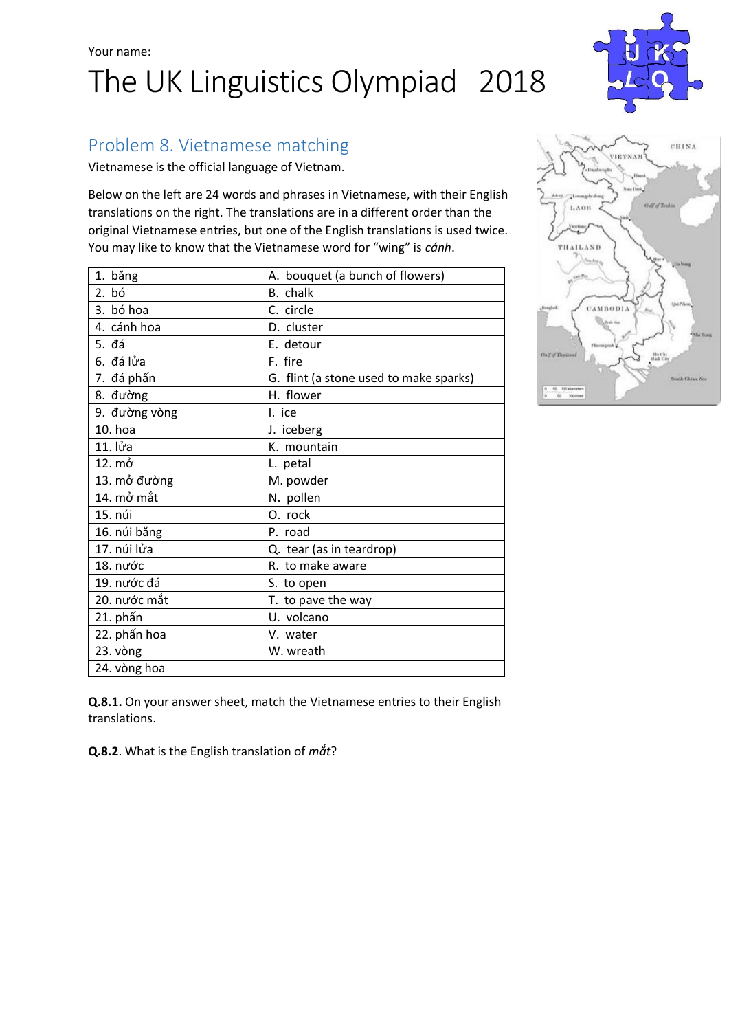Your name:

# The UK Linguistics Olympiad 2018

## Problem 8. Vietnamese matching

Vietnamese is the official language of Vietnam.

Below on the left are 24 words and phrases in Vietnamese, with their English translations on the right. The translations are in a different order than the original Vietnamese entries, but one of the English translations is used twice. You may like to know that the Vietnamese word for "wing" is *cánh*.

| | |
|---|---|
| 1. băng | A. bouquet (a bunch of flowers) |
| 2. bó | B. chalk |
| 3. bó hoa | C. circle |
| 4. cánh hoa | D. cluster |
| 5. đá | E. detour |
| 6. đá lửa | F. fire |
| 7. đá phấn | G. flint (a stone used to make sparks) |
| 8. đường | H. flower |
| 9. đường vòng | I. ice |
| 10. hoa | J. iceberg |
| 11. lửa | K. mountain |
| 12. mở | L. petal |
| 13. mở đường | M. powder |
| 14. mở mắt | N. pollen |
| 15. núi | O. rock |
| 16. núi băng | P. road |
| 17. núi lửa | Q. tear (as in teardrop) |
| 18. nước | R. to make aware |
| 19. nước đá | S. to open |
| 20. nước mắt | T. to pave the way |
| 21. phấn | U. volcano |
| 22. phấn hoa | V. water |
| 23. vòng | W. wreath |
| 24. vòng hoa | |

**Q.8.1.** On your answer sheet, match the Vietnamese entries to their English translations.

**Q.8.2**. What is the English translation of *mắt*?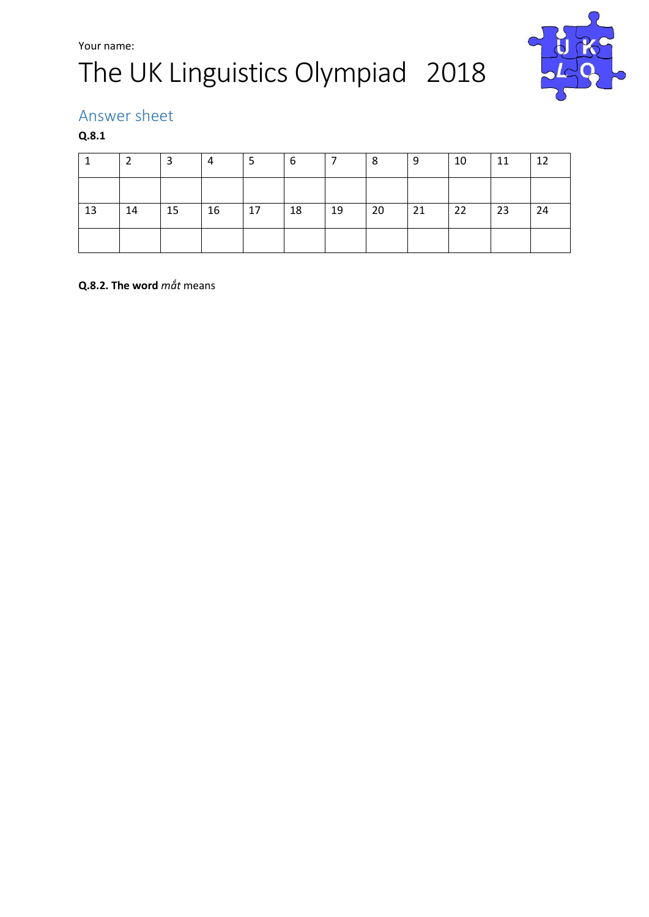Your name:

# The UK Linguistics Olympiad 2018

## Answer sheet

**Q.8.1**

| 1 | 2 | 3 | 4 | 5 | 6 | 7 | 8 | 9 | 10 | 11 | 12 |
|---|---|---|---|---|---|---|---|---|---|---|---|
| | | | | | | | | | | | |
| 13 | 14 | 15 | 16 | 17 | 18 | 19 | 20 | 21 | 22 | 23 | 24 |
| | | | | | | | | | | | |

**Q.8.2. The word** *mắt* means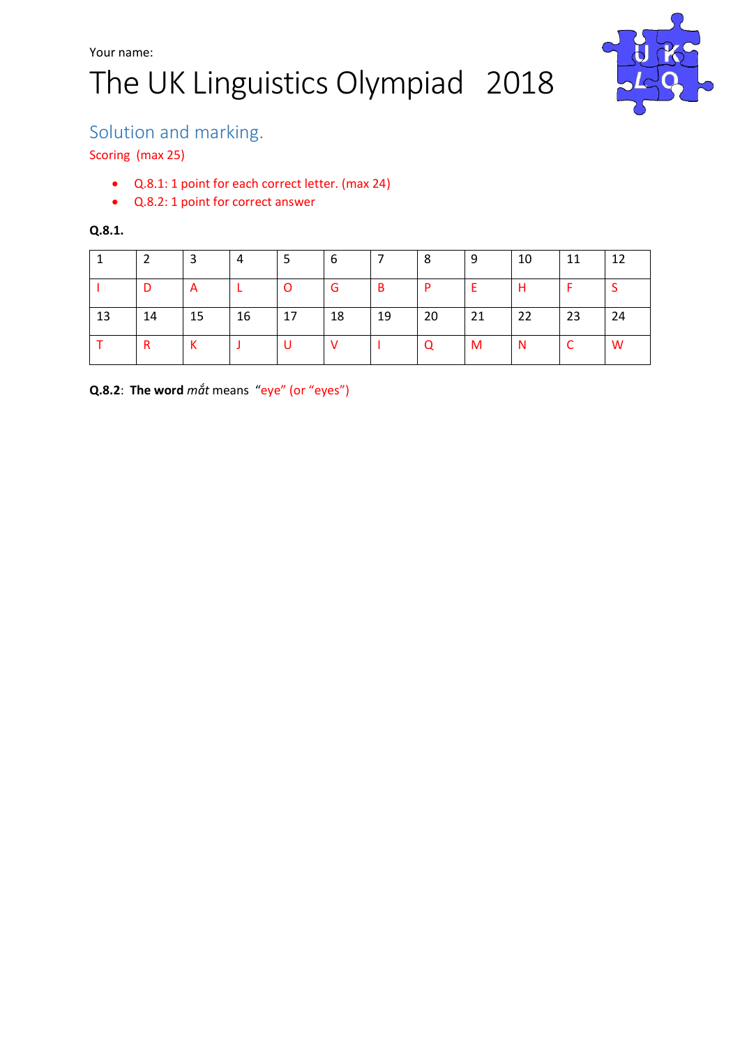Your name:

# The UK Linguistics Olympiad 2018

## Solution and marking.

Scoring (max 25)

- Q.8.1: 1 point for each correct letter. (max 24)
- Q.8.2: 1 point for correct answer

**Q.8.1.**

| 1 | 2 | 3 | 4 | 5 | 6 | 7 | 8 | 9 | 10 | 11 | 12 |
|---|---|---|---|---|---|---|---|---|---|---|---|
| I | D | A | L | O | G | B | P | E | H | F | S |
| 13 | 14 | 15 | 16 | 17 | 18 | 19 | 20 | 21 | 22 | 23 | 24 |
| T | R | K | J | U | V | I | Q | M | N | C | W |

**Q.8.2**: **The word** *mắt* means "eye" (or "eyes")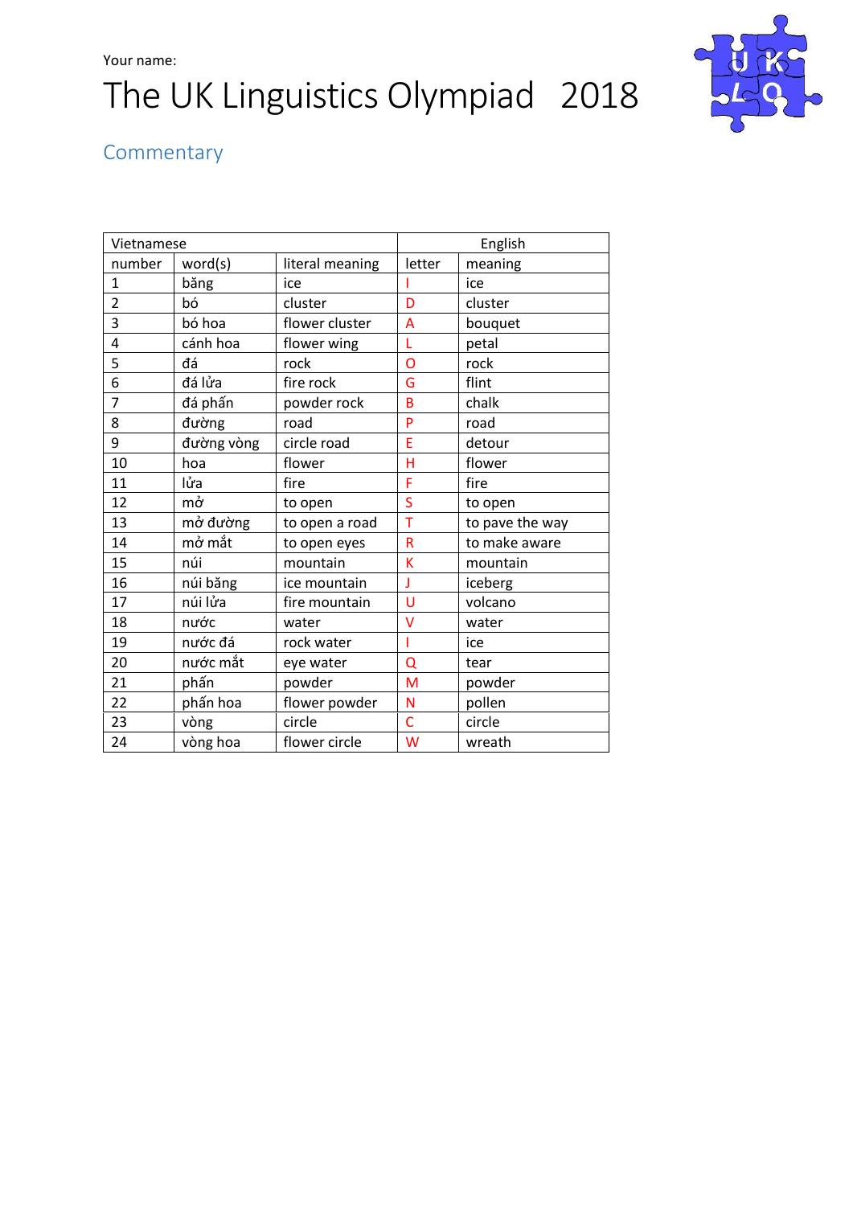Your name:

# The UK Linguistics Olympiad 2018

## Commentary

| Vietnamese | | | English | |
|---|---|---|---|---|
| number | word(s) | literal meaning | letter | meaning |
| 1 | băng | ice | I | ice |
| 2 | bó | cluster | D | cluster |
| 3 | bó hoa | flower cluster | A | bouquet |
| 4 | cánh hoa | flower wing | L | petal |
| 5 | đá | rock | O | rock |
| 6 | đá lửa | fire rock | G | flint |
| 7 | đá phấn | powder rock | B | chalk |
| 8 | đường | road | P | road |
| 9 | đường vòng | circle road | E | detour |
| 10 | hoa | flower | H | flower |
| 11 | lửa | fire | F | fire |
| 12 | mở | to open | S | to open |
| 13 | mở đường | to open a road | T | to pave the way |
| 14 | mở mắt | to open eyes | R | to make aware |
| 15 | núi | mountain | K | mountain |
| 16 | núi băng | ice mountain | J | iceberg |
| 17 | núi lửa | fire mountain | U | volcano |
| 18 | nước | water | V | water |
| 19 | nước đá | rock water | I | ice |
| 20 | nước mắt | eye water | Q | tear |
| 21 | phấn | powder | M | powder |
| 22 | phấn hoa | flower powder | N | pollen |
| 23 | vòng | circle | C | circle |
| 24 | vòng hoa | flower circle | W | wreath |